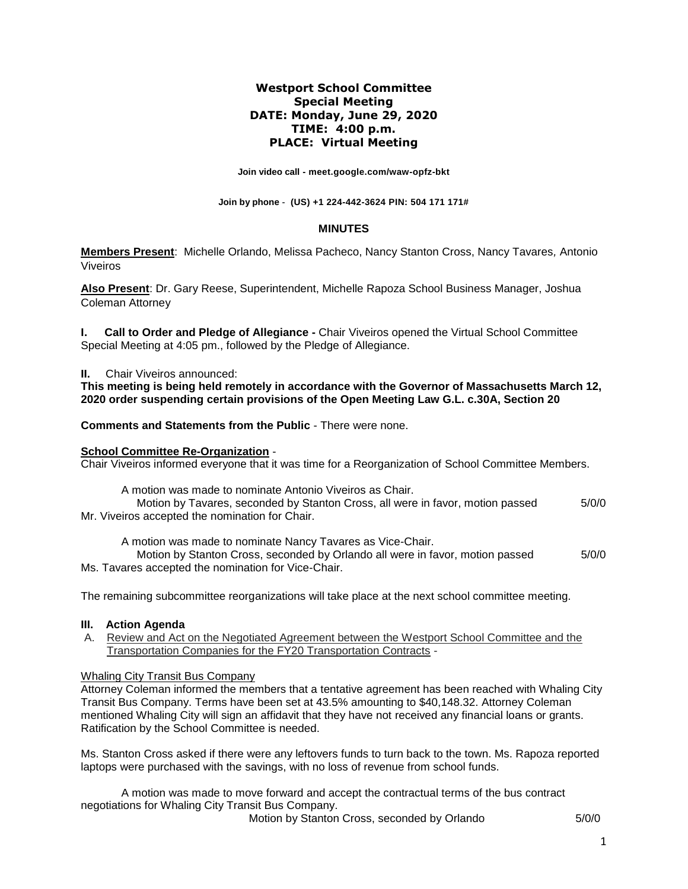# Westport School Committee
## Special Meeting
## DATE: Monday, June 29, 2020
## TIME: 4:00 p.m.
## PLACE: Virtual Meeting

**Join video call - meet.google.com/waw-opfz-bkt**

**Join by phone - (US) +1 224-442-3624 PIN: 504 171 171#**

## MINUTES

**Members Present**: Michelle Orlando, Melissa Pacheco, Nancy Stanton Cross, Nancy Tavares, Antonio Viveiros

**Also Present**: Dr. Gary Reese, Superintendent, Michelle Rapoza School Business Manager, Joshua Coleman Attorney

**I. Call to Order and Pledge of Allegiance -** Chair Viveiros opened the Virtual School Committee Special Meeting at 4:05 pm., followed by the Pledge of Allegiance.

**II.** Chair Viveiros announced:

**This meeting is being held remotely in accordance with the Governor of Massachusetts March 12, 2020 order suspending certain provisions of the Open Meeting Law G.L. c.30A, Section 20**

**Comments and Statements from the Public** - There were none.

**School Committee Re-Organization** -

Chair Viveiros informed everyone that it was time for a Reorganization of School Committee Members.

A motion was made to nominate Antonio Viveiros as Chair.

Motion by Tavares, seconded by Stanton Cross, all were in favor, motion passed 5/0/0

Mr. Viveiros accepted the nomination for Chair.

A motion was made to nominate Nancy Tavares as Vice-Chair.

Motion by Stanton Cross, seconded by Orlando all were in favor, motion passed 5/0/0

Ms. Tavares accepted the nomination for Vice-Chair.

The remaining subcommittee reorganizations will take place at the next school committee meeting.

### III. Action Agenda

A. Review and Act on the Negotiated Agreement between the Westport School Committee and the Transportation Companies for the FY20 Transportation Contracts -

Whaling City Transit Bus Company

Attorney Coleman informed the members that a tentative agreement has been reached with Whaling City Transit Bus Company. Terms have been set at 43.5% amounting to $40,148.32. Attorney Coleman mentioned Whaling City will sign an affidavit that they have not received any financial loans or grants. Ratification by the School Committee is needed.

Ms. Stanton Cross asked if there were any leftovers funds to turn back to the town. Ms. Rapoza reported laptops were purchased with the savings, with no loss of revenue from school funds.

A motion was made to move forward and accept the contractual terms of the bus contract negotiations for Whaling City Transit Bus Company.

Motion by Stanton Cross, seconded by Orlando 5/0/0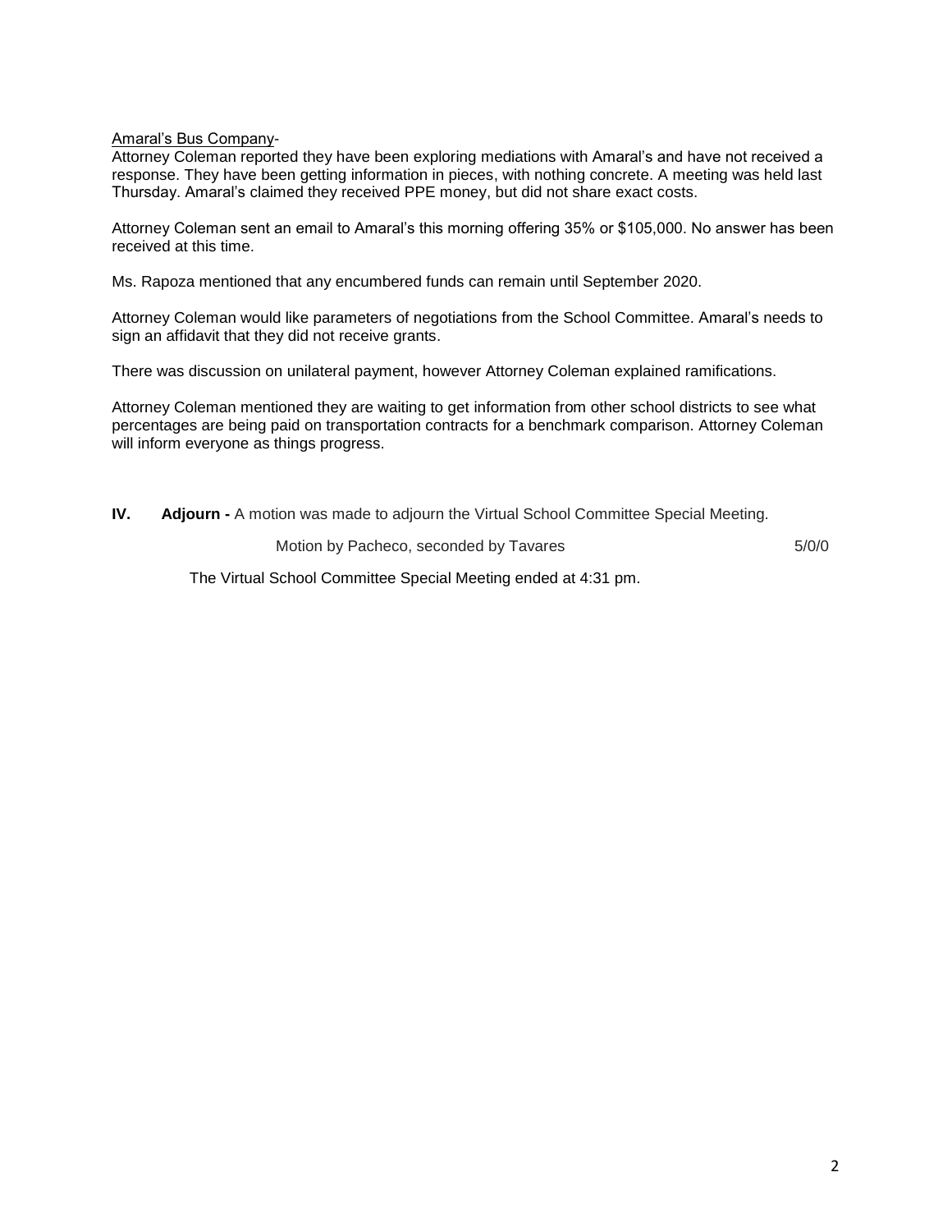<u>Amaral's Bus Company</u>-

Attorney Coleman reported they have been exploring mediations with Amaral's and have not received a response. They have been getting information in pieces, with nothing concrete. A meeting was held last Thursday. Amaral's claimed they received PPE money, but did not share exact costs.

Attorney Coleman sent an email to Amaral's this morning offering 35% or $105,000. No answer has been received at this time.

Ms. Rapoza mentioned that any encumbered funds can remain until September 2020.

Attorney Coleman would like parameters of negotiations from the School Committee. Amaral's needs to sign an affidavit that they did not receive grants.

There was discussion on unilateral payment, however Attorney Coleman explained ramifications.

Attorney Coleman mentioned they are waiting to get information from other school districts to see what percentages are being paid on transportation contracts for a benchmark comparison. Attorney Coleman will inform everyone as things progress.

**IV. Adjourn -** A motion was made to adjourn the Virtual School Committee Special Meeting.

Motion by Pacheco, seconded by Tavares 5/0/0

The Virtual School Committee Special Meeting ended at 4:31 pm.